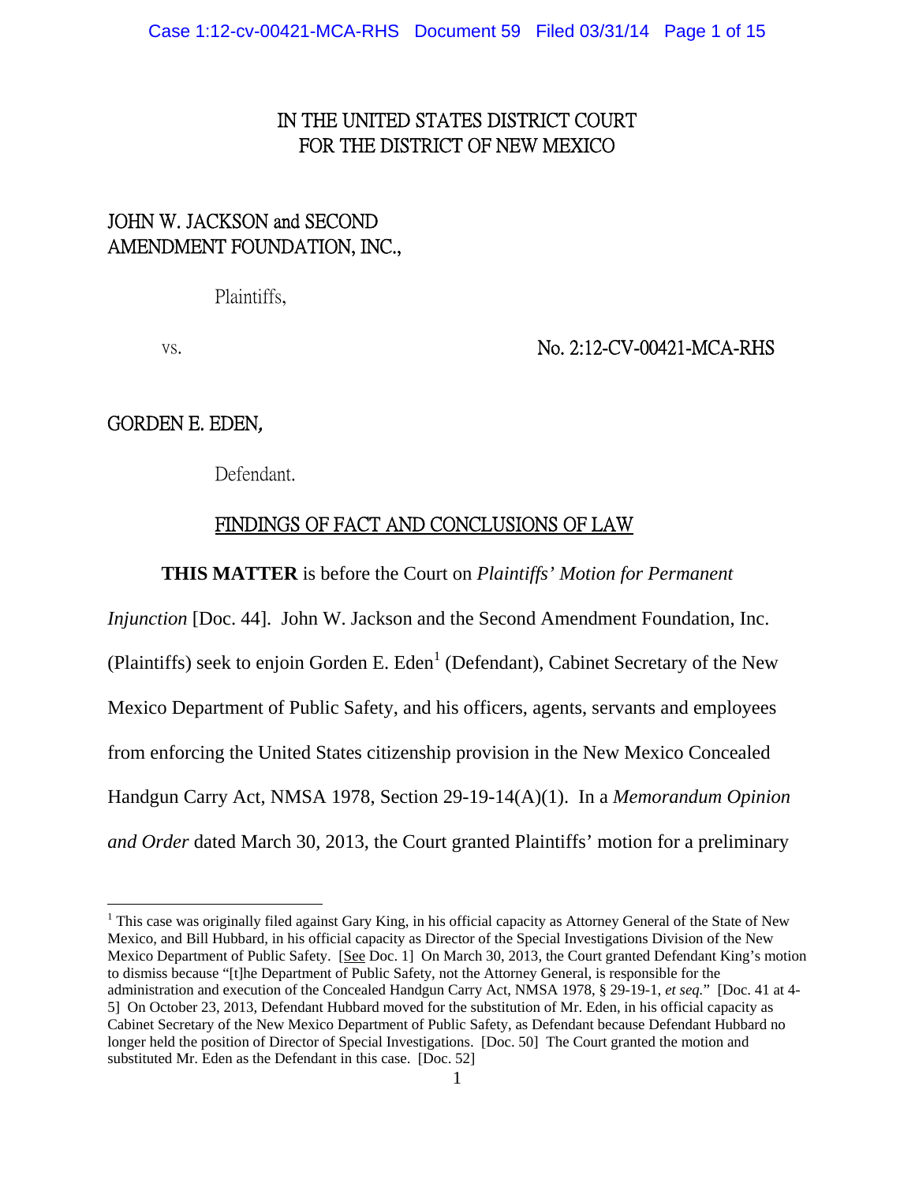IN THE UNITED STATES DISTRICT COURT
FOR THE DISTRICT OF NEW MEXICO

JOHN W. JACKSON and SECOND AMENDMENT FOUNDATION, INC.,

Plaintiffs,

vs. No. 2:12-CV-00421-MCA-RHS

GORDEN E. EDEN,

Defendant.

## FINDINGS OF FACT AND CONCLUSIONS OF LAW

**THIS MATTER** is before the Court on *Plaintiffs' Motion for Permanent Injunction* [Doc. 44]. John W. Jackson and the Second Amendment Foundation, Inc. (Plaintiffs) seek to enjoin Gorden E. Eden[1] (Defendant), Cabinet Secretary of the New Mexico Department of Public Safety, and his officers, agents, servants and employees from enforcing the United States citizenship provision in the New Mexico Concealed Handgun Carry Act, NMSA 1978, Section 29-19-14(A)(1). In a *Memorandum Opinion and Order* dated March 30, 2013, the Court granted Plaintiffs' motion for a preliminary

[1] This case was originally filed against Gary King, in his official capacity as Attorney General of the State of New Mexico, and Bill Hubbard, in his official capacity as Director of the Special Investigations Division of the New Mexico Department of Public Safety. [See Doc. 1] On March 30, 2013, the Court granted Defendant King's motion to dismiss because "[t]he Department of Public Safety, not the Attorney General, is responsible for the administration and execution of the Concealed Handgun Carry Act, NMSA 1978, § 29-19-1, *et seq.*" [Doc. 41 at 4-5] On October 23, 2013, Defendant Hubbard moved for the substitution of Mr. Eden, in his official capacity as Cabinet Secretary of the New Mexico Department of Public Safety, as Defendant because Defendant Hubbard no longer held the position of Director of Special Investigations. [Doc. 50] The Court granted the motion and substituted Mr. Eden as the Defendant in this case. [Doc. 52]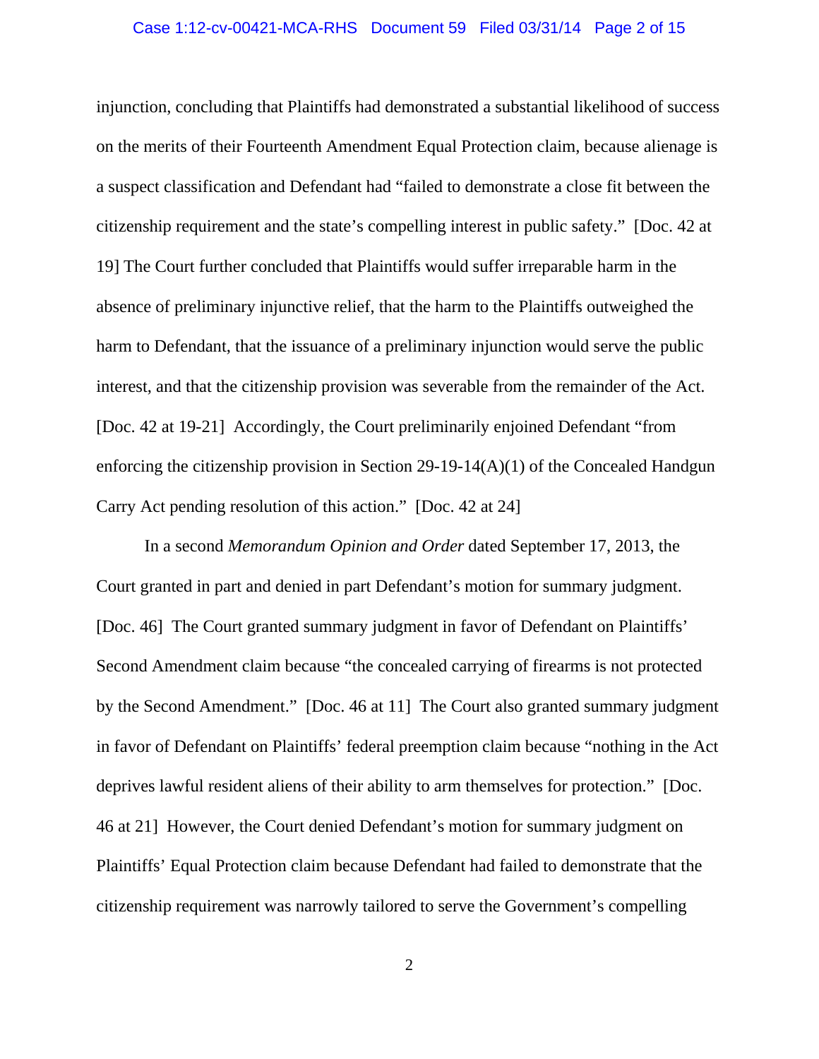injunction, concluding that Plaintiffs had demonstrated a substantial likelihood of success on the merits of their Fourteenth Amendment Equal Protection claim, because alienage is a suspect classification and Defendant had "failed to demonstrate a close fit between the citizenship requirement and the state's compelling interest in public safety." [Doc. 42 at 19] The Court further concluded that Plaintiffs would suffer irreparable harm in the absence of preliminary injunctive relief, that the harm to the Plaintiffs outweighed the harm to Defendant, that the issuance of a preliminary injunction would serve the public interest, and that the citizenship provision was severable from the remainder of the Act. [Doc. 42 at 19-21] Accordingly, the Court preliminarily enjoined Defendant "from enforcing the citizenship provision in Section 29-19-14(A)(1) of the Concealed Handgun Carry Act pending resolution of this action." [Doc. 42 at 24]

In a second *Memorandum Opinion and Order* dated September 17, 2013, the Court granted in part and denied in part Defendant's motion for summary judgment. [Doc. 46] The Court granted summary judgment in favor of Defendant on Plaintiffs' Second Amendment claim because "the concealed carrying of firearms is not protected by the Second Amendment." [Doc. 46 at 11] The Court also granted summary judgment in favor of Defendant on Plaintiffs' federal preemption claim because "nothing in the Act deprives lawful resident aliens of their ability to arm themselves for protection." [Doc. 46 at 21] However, the Court denied Defendant's motion for summary judgment on Plaintiffs' Equal Protection claim because Defendant had failed to demonstrate that the citizenship requirement was narrowly tailored to serve the Government's compelling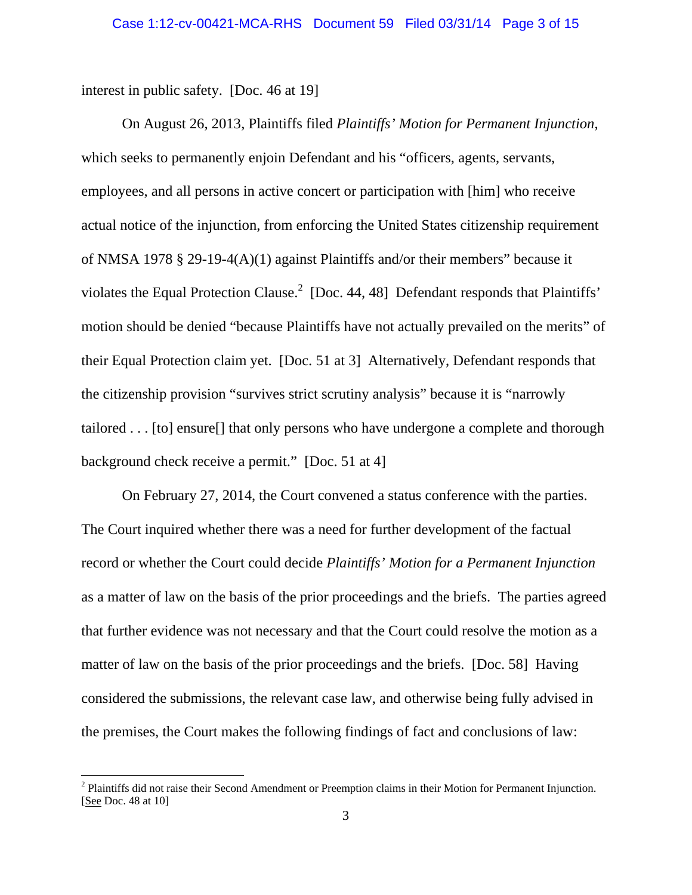interest in public safety. [Doc. 46 at 19]

On August 26, 2013, Plaintiffs filed *Plaintiffs' Motion for Permanent Injunction*, which seeks to permanently enjoin Defendant and his "officers, agents, servants, employees, and all persons in active concert or participation with [him] who receive actual notice of the injunction, from enforcing the United States citizenship requirement of NMSA 1978 § 29-19-4(A)(1) against Plaintiffs and/or their members" because it violates the Equal Protection Clause.[2] [Doc. 44, 48] Defendant responds that Plaintiffs' motion should be denied "because Plaintiffs have not actually prevailed on the merits" of their Equal Protection claim yet. [Doc. 51 at 3] Alternatively, Defendant responds that the citizenship provision "survives strict scrutiny analysis" because it is "narrowly tailored . . . [to] ensure[] that only persons who have undergone a complete and thorough background check receive a permit." [Doc. 51 at 4]

On February 27, 2014, the Court convened a status conference with the parties. The Court inquired whether there was a need for further development of the factual record or whether the Court could decide *Plaintiffs' Motion for a Permanent Injunction* as a matter of law on the basis of the prior proceedings and the briefs. The parties agreed that further evidence was not necessary and that the Court could resolve the motion as a matter of law on the basis of the prior proceedings and the briefs. [Doc. 58] Having considered the submissions, the relevant case law, and otherwise being fully advised in the premises, the Court makes the following findings of fact and conclusions of law:

---

[2] Plaintiffs did not raise their Second Amendment or Preemption claims in their Motion for Permanent Injunction. [See Doc. 48 at 10]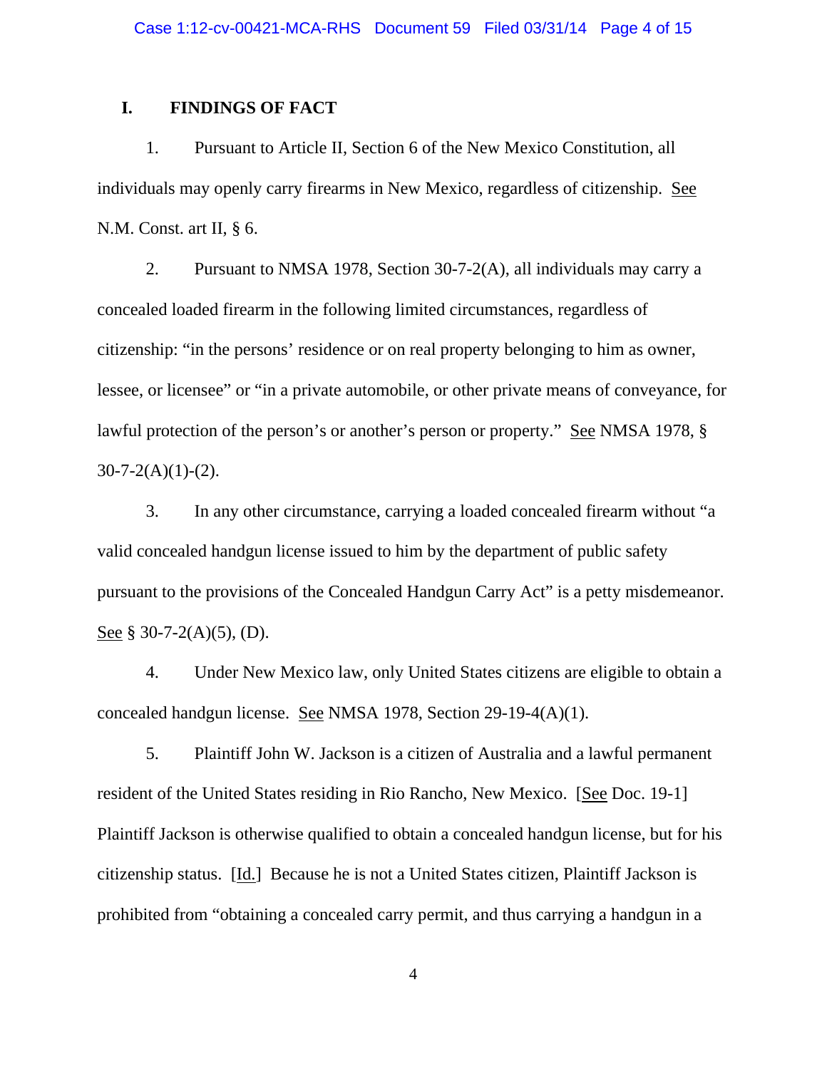## I. FINDINGS OF FACT

1. Pursuant to Article II, Section 6 of the New Mexico Constitution, all individuals may openly carry firearms in New Mexico, regardless of citizenship. See N.M. Const. art II, § 6.

2. Pursuant to NMSA 1978, Section 30-7-2(A), all individuals may carry a concealed loaded firearm in the following limited circumstances, regardless of citizenship: "in the persons' residence or on real property belonging to him as owner, lessee, or licensee" or "in a private automobile, or other private means of conveyance, for lawful protection of the person's or another's person or property." See NMSA 1978, § 30-7-2(A)(1)-(2).

3. In any other circumstance, carrying a loaded concealed firearm without "a valid concealed handgun license issued to him by the department of public safety pursuant to the provisions of the Concealed Handgun Carry Act" is a petty misdemeanor. See § 30-7-2(A)(5), (D).

4. Under New Mexico law, only United States citizens are eligible to obtain a concealed handgun license. See NMSA 1978, Section 29-19-4(A)(1).

5. Plaintiff John W. Jackson is a citizen of Australia and a lawful permanent resident of the United States residing in Rio Rancho, New Mexico. [See Doc. 19-1] Plaintiff Jackson is otherwise qualified to obtain a concealed handgun license, but for his citizenship status. [Id.] Because he is not a United States citizen, Plaintiff Jackson is prohibited from "obtaining a concealed carry permit, and thus carrying a handgun in a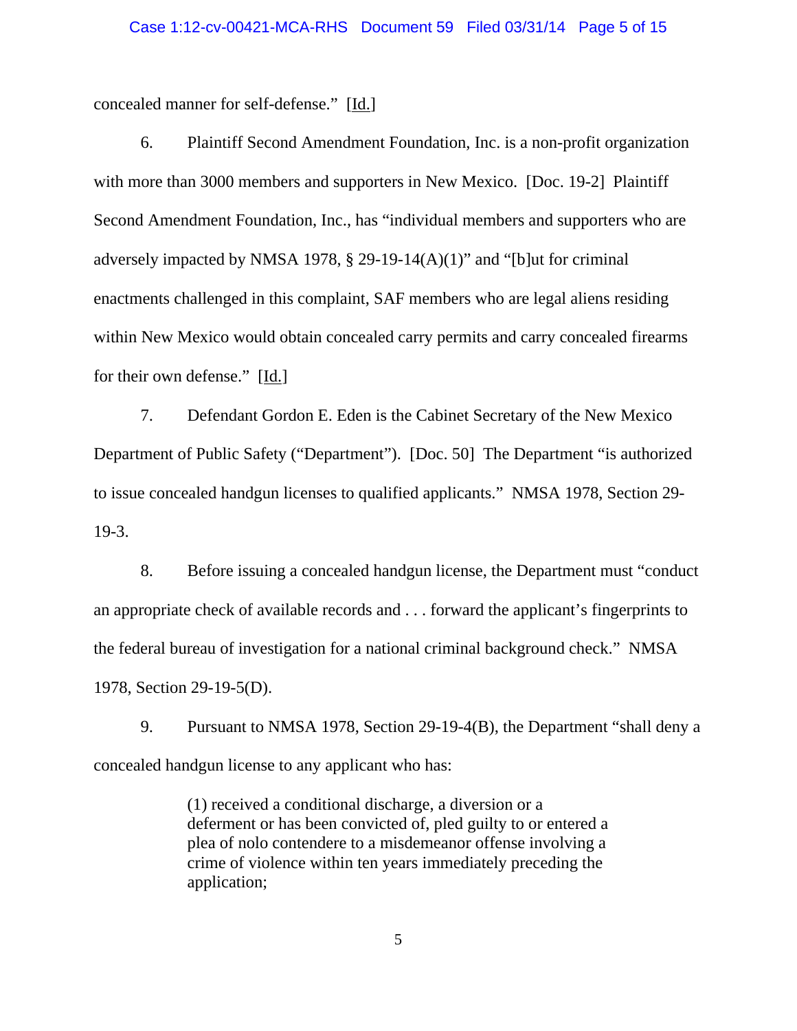concealed manner for self-defense." [Id.]

6. Plaintiff Second Amendment Foundation, Inc. is a non-profit organization with more than 3000 members and supporters in New Mexico. [Doc. 19-2] Plaintiff Second Amendment Foundation, Inc., has "individual members and supporters who are adversely impacted by NMSA 1978, § 29-19-14(A)(1)" and "[b]ut for criminal enactments challenged in this complaint, SAF members who are legal aliens residing within New Mexico would obtain concealed carry permits and carry concealed firearms for their own defense." [Id.]

7. Defendant Gordon E. Eden is the Cabinet Secretary of the New Mexico Department of Public Safety ("Department"). [Doc. 50] The Department "is authorized to issue concealed handgun licenses to qualified applicants." NMSA 1978, Section 29-19-3.

8. Before issuing a concealed handgun license, the Department must "conduct an appropriate check of available records and . . . forward the applicant's fingerprints to the federal bureau of investigation for a national criminal background check." NMSA 1978, Section 29-19-5(D).

9. Pursuant to NMSA 1978, Section 29-19-4(B), the Department "shall deny a concealed handgun license to any applicant who has:

> (1) received a conditional discharge, a diversion or a deferment or has been convicted of, pled guilty to or entered a plea of nolo contendere to a misdemeanor offense involving a crime of violence within ten years immediately preceding the application;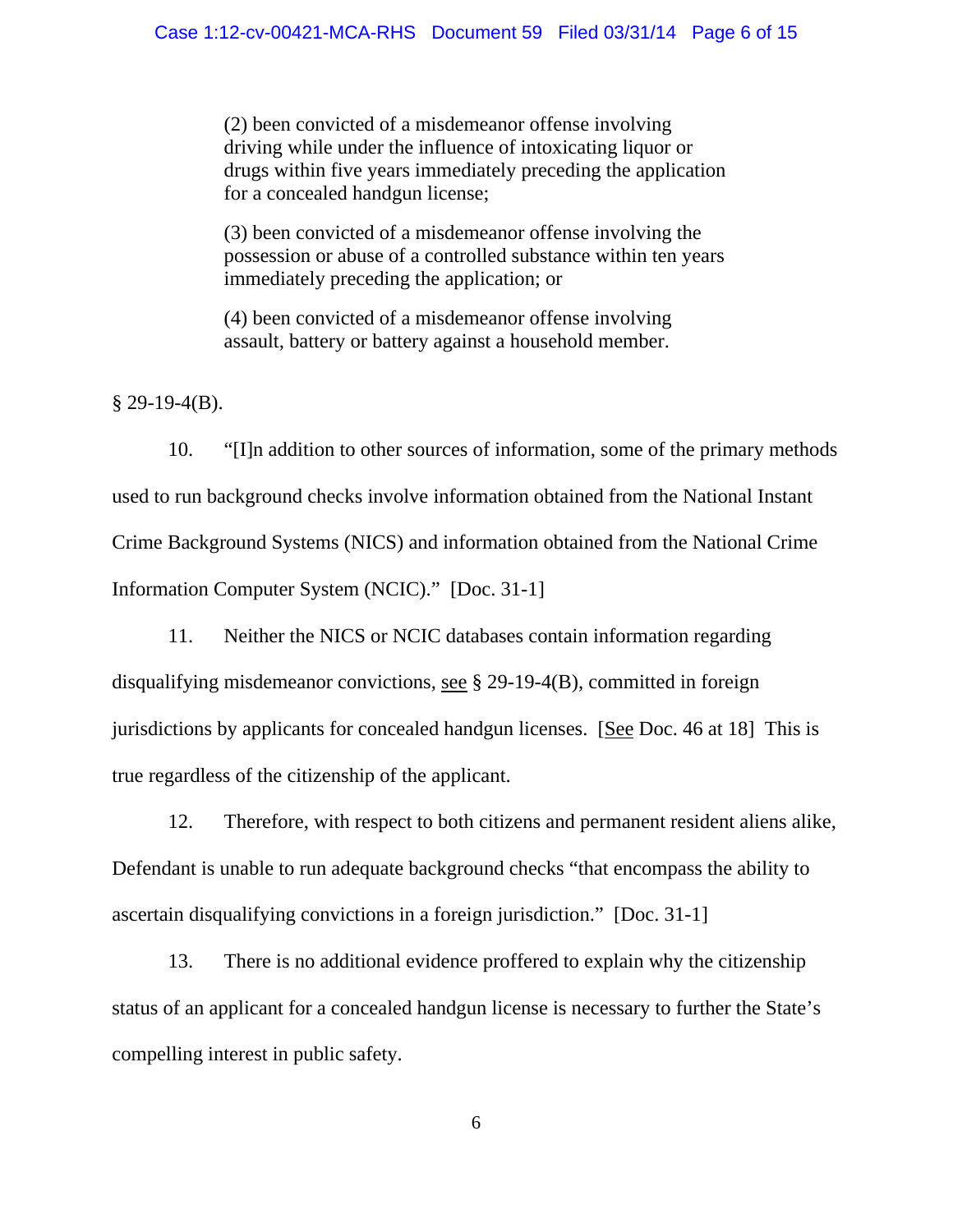> (2) been convicted of a misdemeanor offense involving driving while under the influence of intoxicating liquor or drugs within five years immediately preceding the application for a concealed handgun license;
>
> (3) been convicted of a misdemeanor offense involving the possession or abuse of a controlled substance within ten years immediately preceding the application; or
>
> (4) been convicted of a misdemeanor offense involving assault, battery or battery against a household member.

§ 29-19-4(B).

10. "[I]n addition to other sources of information, some of the primary methods used to run background checks involve information obtained from the National Instant Crime Background Systems (NICS) and information obtained from the National Crime Information Computer System (NCIC)." [Doc. 31-1]

11. Neither the NICS or NCIC databases contain information regarding disqualifying misdemeanor convictions, see § 29-19-4(B), committed in foreign jurisdictions by applicants for concealed handgun licenses. [See Doc. 46 at 18] This is true regardless of the citizenship of the applicant.

12. Therefore, with respect to both citizens and permanent resident aliens alike, Defendant is unable to run adequate background checks "that encompass the ability to ascertain disqualifying convictions in a foreign jurisdiction." [Doc. 31-1]

13. There is no additional evidence proffered to explain why the citizenship status of an applicant for a concealed handgun license is necessary to further the State's compelling interest in public safety.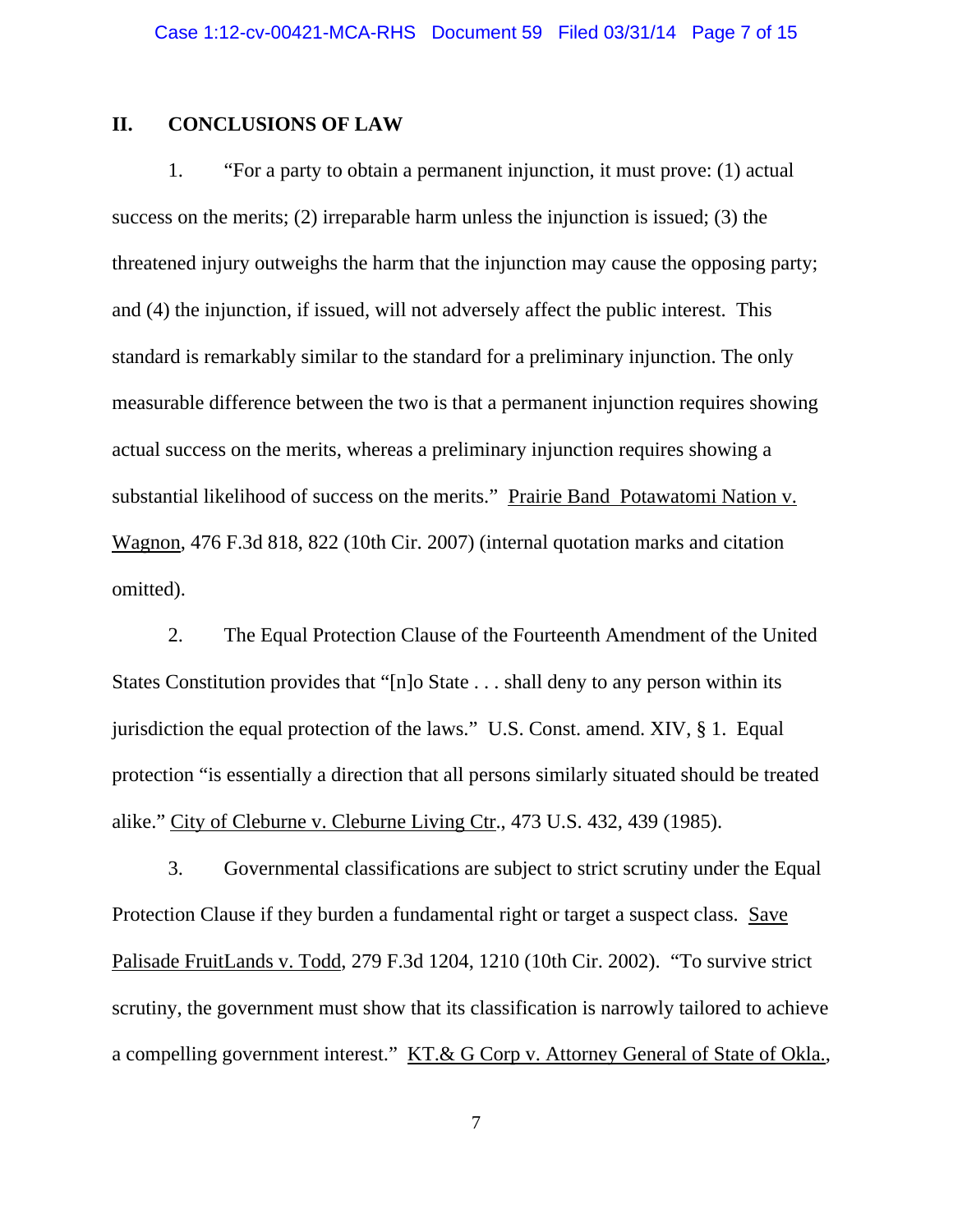## II. CONCLUSIONS OF LAW

1. "For a party to obtain a permanent injunction, it must prove: (1) actual success on the merits; (2) irreparable harm unless the injunction is issued; (3) the threatened injury outweighs the harm that the injunction may cause the opposing party; and (4) the injunction, if issued, will not adversely affect the public interest. This standard is remarkably similar to the standard for a preliminary injunction. The only measurable difference between the two is that a permanent injunction requires showing actual success on the merits, whereas a preliminary injunction requires showing a substantial likelihood of success on the merits." Prairie Band Potawatomi Nation v. Wagnon, 476 F.3d 818, 822 (10th Cir. 2007) (internal quotation marks and citation omitted).

2. The Equal Protection Clause of the Fourteenth Amendment of the United States Constitution provides that "[n]o State . . . shall deny to any person within its jurisdiction the equal protection of the laws." U.S. Const. amend. XIV, § 1. Equal protection "is essentially a direction that all persons similarly situated should be treated alike." City of Cleburne v. Cleburne Living Ctr., 473 U.S. 432, 439 (1985).

3. Governmental classifications are subject to strict scrutiny under the Equal Protection Clause if they burden a fundamental right or target a suspect class. Save Palisade FruitLands v. Todd, 279 F.3d 1204, 1210 (10th Cir. 2002). "To survive strict scrutiny, the government must show that its classification is narrowly tailored to achieve a compelling government interest." KT.& G Corp v. Attorney General of State of Okla.,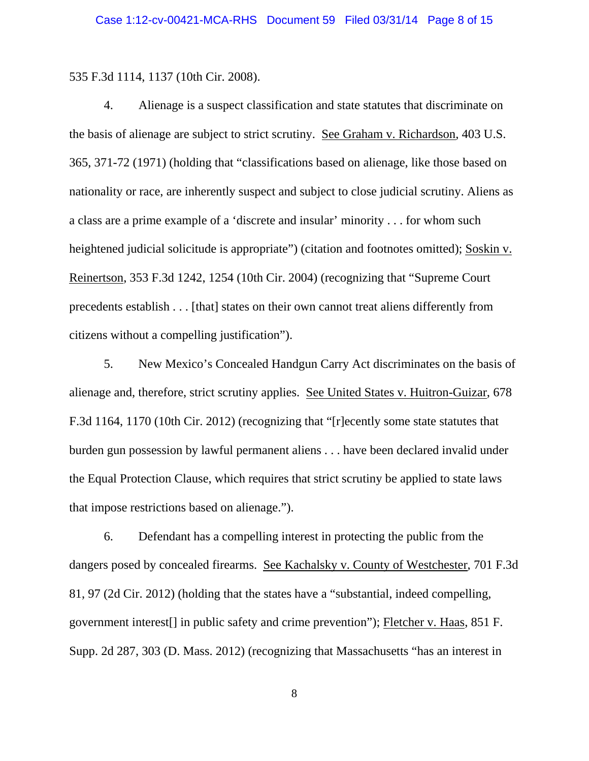535 F.3d 1114, 1137 (10th Cir. 2008).

4. Alienage is a suspect classification and state statutes that discriminate on the basis of alienage are subject to strict scrutiny. See Graham v. Richardson, 403 U.S. 365, 371-72 (1971) (holding that "classifications based on alienage, like those based on nationality or race, are inherently suspect and subject to close judicial scrutiny. Aliens as a class are a prime example of a 'discrete and insular' minority . . . for whom such heightened judicial solicitude is appropriate") (citation and footnotes omitted); Soskin v. Reinertson, 353 F.3d 1242, 1254 (10th Cir. 2004) (recognizing that "Supreme Court precedents establish . . . [that] states on their own cannot treat aliens differently from citizens without a compelling justification").

5. New Mexico's Concealed Handgun Carry Act discriminates on the basis of alienage and, therefore, strict scrutiny applies. See United States v. Huitron-Guizar, 678 F.3d 1164, 1170 (10th Cir. 2012) (recognizing that "[r]ecently some state statutes that burden gun possession by lawful permanent aliens . . . have been declared invalid under the Equal Protection Clause, which requires that strict scrutiny be applied to state laws that impose restrictions based on alienage.").

6. Defendant has a compelling interest in protecting the public from the dangers posed by concealed firearms. See Kachalsky v. County of Westchester, 701 F.3d 81, 97 (2d Cir. 2012) (holding that the states have a "substantial, indeed compelling, government interest[] in public safety and crime prevention"); Fletcher v. Haas, 851 F. Supp. 2d 287, 303 (D. Mass. 2012) (recognizing that Massachusetts "has an interest in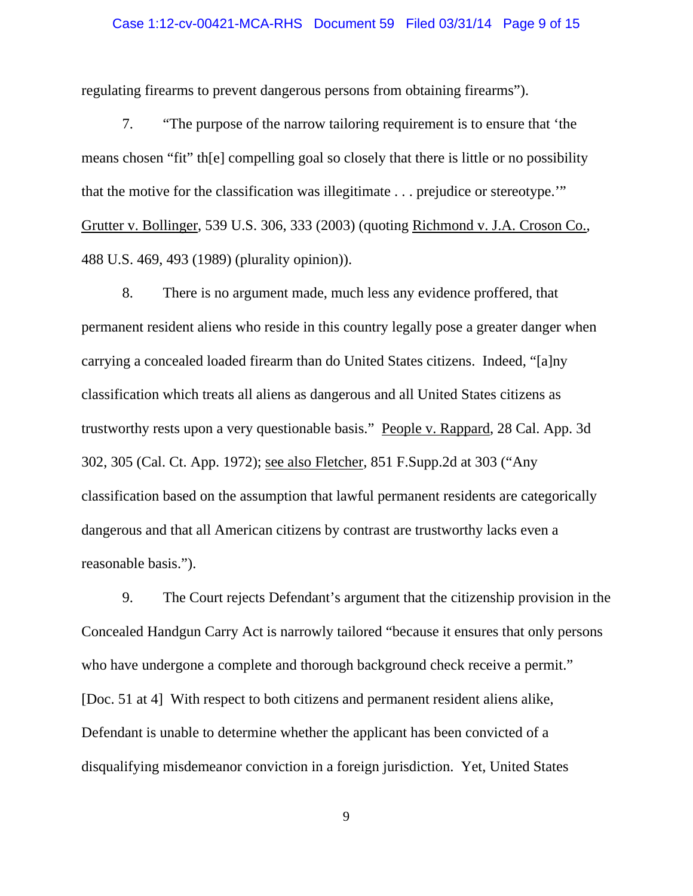regulating firearms to prevent dangerous persons from obtaining firearms").

7. "The purpose of the narrow tailoring requirement is to ensure that 'the means chosen "fit" th[e] compelling goal so closely that there is little or no possibility that the motive for the classification was illegitimate . . . prejudice or stereotype.'" Grutter v. Bollinger, 539 U.S. 306, 333 (2003) (quoting Richmond v. J.A. Croson Co., 488 U.S. 469, 493 (1989) (plurality opinion)).

8. There is no argument made, much less any evidence proffered, that permanent resident aliens who reside in this country legally pose a greater danger when carrying a concealed loaded firearm than do United States citizens. Indeed, "[a]ny classification which treats all aliens as dangerous and all United States citizens as trustworthy rests upon a very questionable basis." People v. Rappard, 28 Cal. App. 3d 302, 305 (Cal. Ct. App. 1972); see also Fletcher, 851 F.Supp.2d at 303 ("Any classification based on the assumption that lawful permanent residents are categorically dangerous and that all American citizens by contrast are trustworthy lacks even a reasonable basis.").

9. The Court rejects Defendant's argument that the citizenship provision in the Concealed Handgun Carry Act is narrowly tailored "because it ensures that only persons who have undergone a complete and thorough background check receive a permit." [Doc. 51 at 4] With respect to both citizens and permanent resident aliens alike, Defendant is unable to determine whether the applicant has been convicted of a disqualifying misdemeanor conviction in a foreign jurisdiction. Yet, United States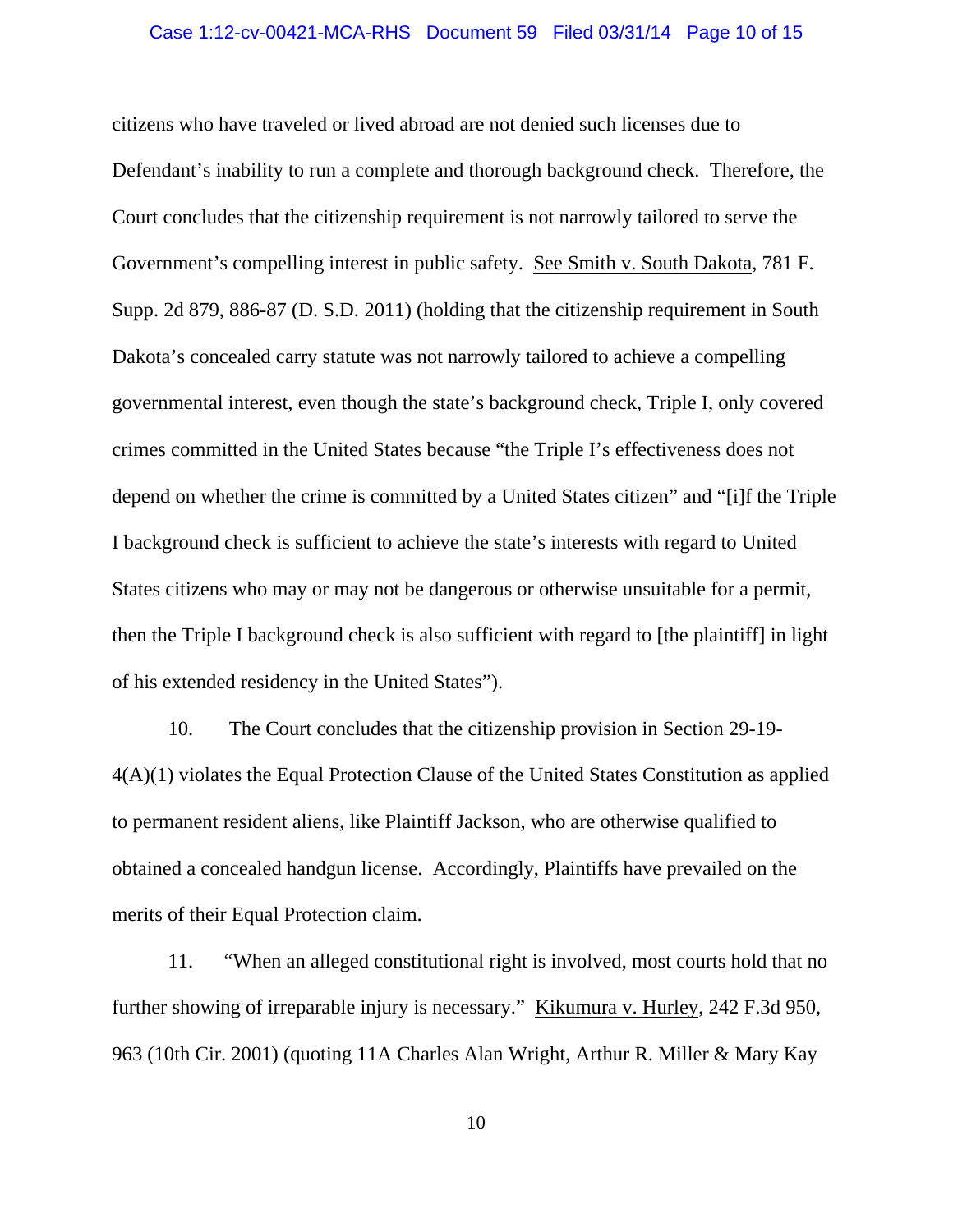citizens who have traveled or lived abroad are not denied such licenses due to Defendant's inability to run a complete and thorough background check. Therefore, the Court concludes that the citizenship requirement is not narrowly tailored to serve the Government's compelling interest in public safety. See Smith v. South Dakota, 781 F. Supp. 2d 879, 886-87 (D. S.D. 2011) (holding that the citizenship requirement in South Dakota's concealed carry statute was not narrowly tailored to achieve a compelling governmental interest, even though the state's background check, Triple I, only covered crimes committed in the United States because "the Triple I's effectiveness does not depend on whether the crime is committed by a United States citizen" and "[i]f the Triple I background check is sufficient to achieve the state's interests with regard to United States citizens who may or may not be dangerous or otherwise unsuitable for a permit, then the Triple I background check is also sufficient with regard to [the plaintiff] in light of his extended residency in the United States").

10. The Court concludes that the citizenship provision in Section 29-19-4(A)(1) violates the Equal Protection Clause of the United States Constitution as applied to permanent resident aliens, like Plaintiff Jackson, who are otherwise qualified to obtained a concealed handgun license. Accordingly, Plaintiffs have prevailed on the merits of their Equal Protection claim.

11. "When an alleged constitutional right is involved, most courts hold that no further showing of irreparable injury is necessary." Kikumura v. Hurley, 242 F.3d 950, 963 (10th Cir. 2001) (quoting 11A Charles Alan Wright, Arthur R. Miller & Mary Kay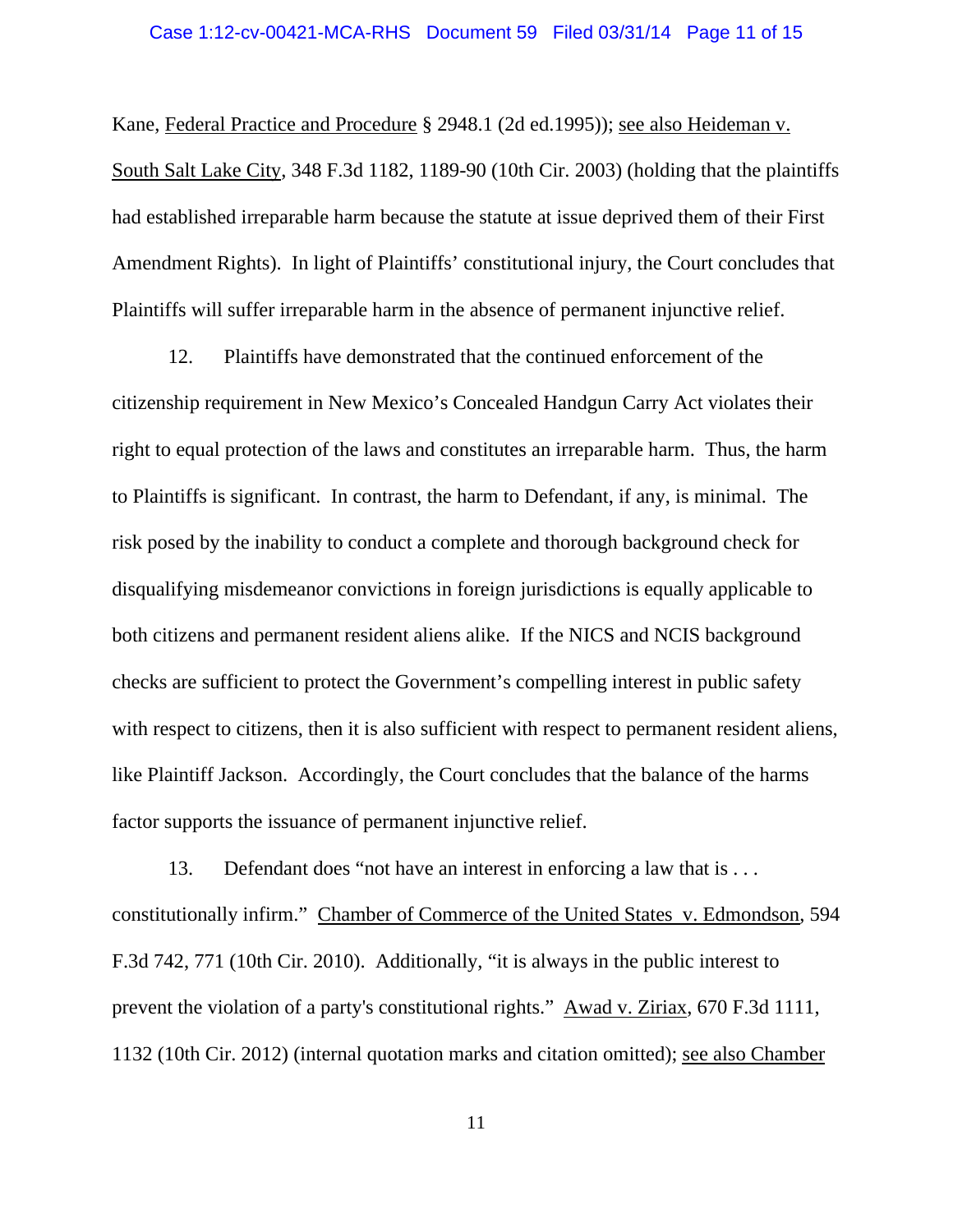Kane, Federal Practice and Procedure § 2948.1 (2d ed.1995)); see also Heideman v. South Salt Lake City, 348 F.3d 1182, 1189-90 (10th Cir. 2003) (holding that the plaintiffs had established irreparable harm because the statute at issue deprived them of their First Amendment Rights). In light of Plaintiffs' constitutional injury, the Court concludes that Plaintiffs will suffer irreparable harm in the absence of permanent injunctive relief.

12. Plaintiffs have demonstrated that the continued enforcement of the citizenship requirement in New Mexico's Concealed Handgun Carry Act violates their right to equal protection of the laws and constitutes an irreparable harm. Thus, the harm to Plaintiffs is significant. In contrast, the harm to Defendant, if any, is minimal. The risk posed by the inability to conduct a complete and thorough background check for disqualifying misdemeanor convictions in foreign jurisdictions is equally applicable to both citizens and permanent resident aliens alike. If the NICS and NCIS background checks are sufficient to protect the Government's compelling interest in public safety with respect to citizens, then it is also sufficient with respect to permanent resident aliens, like Plaintiff Jackson. Accordingly, the Court concludes that the balance of the harms factor supports the issuance of permanent injunctive relief.

13. Defendant does "not have an interest in enforcing a law that is . . . constitutionally infirm." Chamber of Commerce of the United States v. Edmondson, 594 F.3d 742, 771 (10th Cir. 2010). Additionally, "it is always in the public interest to prevent the violation of a party's constitutional rights." Awad v. Ziriax, 670 F.3d 1111, 1132 (10th Cir. 2012) (internal quotation marks and citation omitted); see also Chamber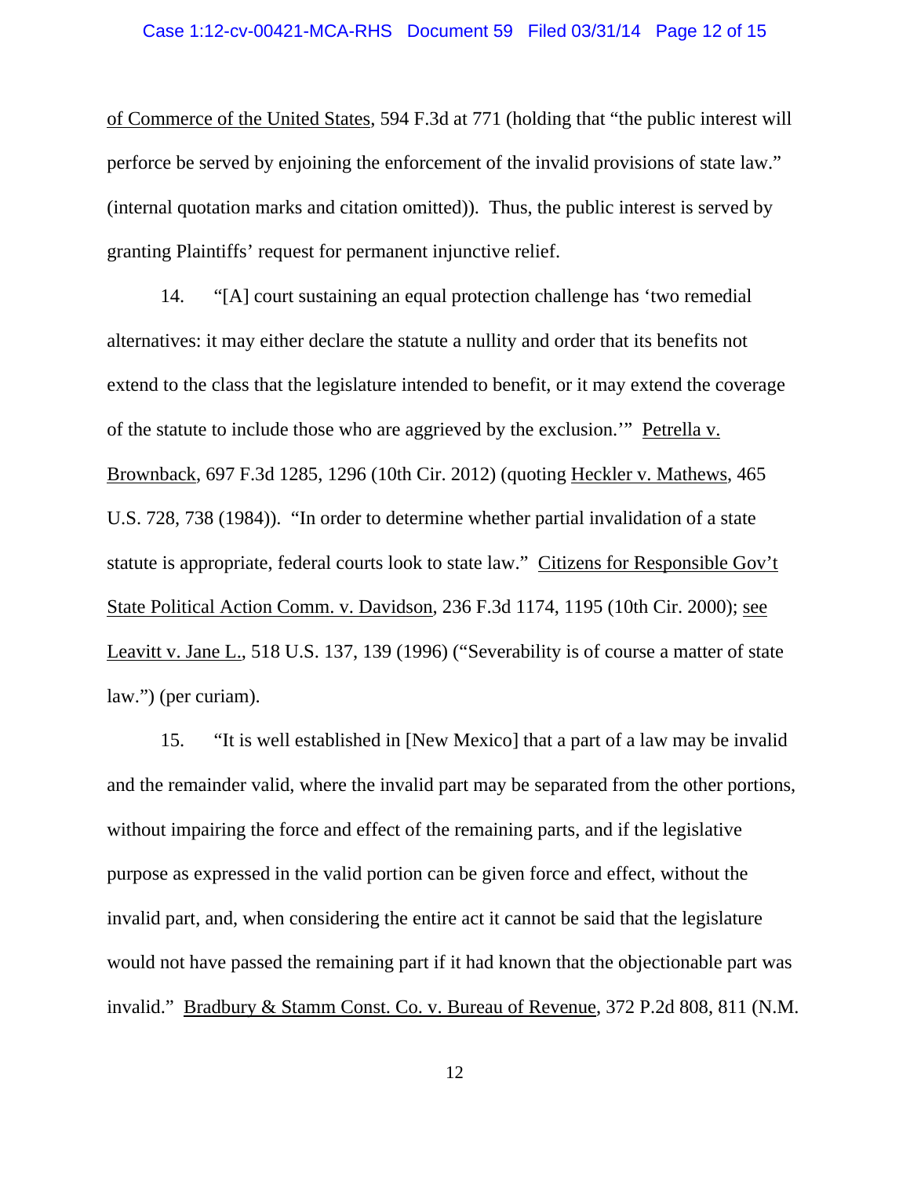of Commerce of the United States, 594 F.3d at 771 (holding that "the public interest will perforce be served by enjoining the enforcement of the invalid provisions of state law." (internal quotation marks and citation omitted)). Thus, the public interest is served by granting Plaintiffs' request for permanent injunctive relief.

14. "[A] court sustaining an equal protection challenge has 'two remedial alternatives: it may either declare the statute a nullity and order that its benefits not extend to the class that the legislature intended to benefit, or it may extend the coverage of the statute to include those who are aggrieved by the exclusion.'" Petrella v. Brownback, 697 F.3d 1285, 1296 (10th Cir. 2012) (quoting Heckler v. Mathews, 465 U.S. 728, 738 (1984)). "In order to determine whether partial invalidation of a state statute is appropriate, federal courts look to state law." Citizens for Responsible Gov't State Political Action Comm. v. Davidson, 236 F.3d 1174, 1195 (10th Cir. 2000); see Leavitt v. Jane L., 518 U.S. 137, 139 (1996) ("Severability is of course a matter of state law.") (per curiam).

15. "It is well established in [New Mexico] that a part of a law may be invalid and the remainder valid, where the invalid part may be separated from the other portions, without impairing the force and effect of the remaining parts, and if the legislative purpose as expressed in the valid portion can be given force and effect, without the invalid part, and, when considering the entire act it cannot be said that the legislature would not have passed the remaining part if it had known that the objectionable part was invalid." Bradbury & Stamm Const. Co. v. Bureau of Revenue, 372 P.2d 808, 811 (N.M.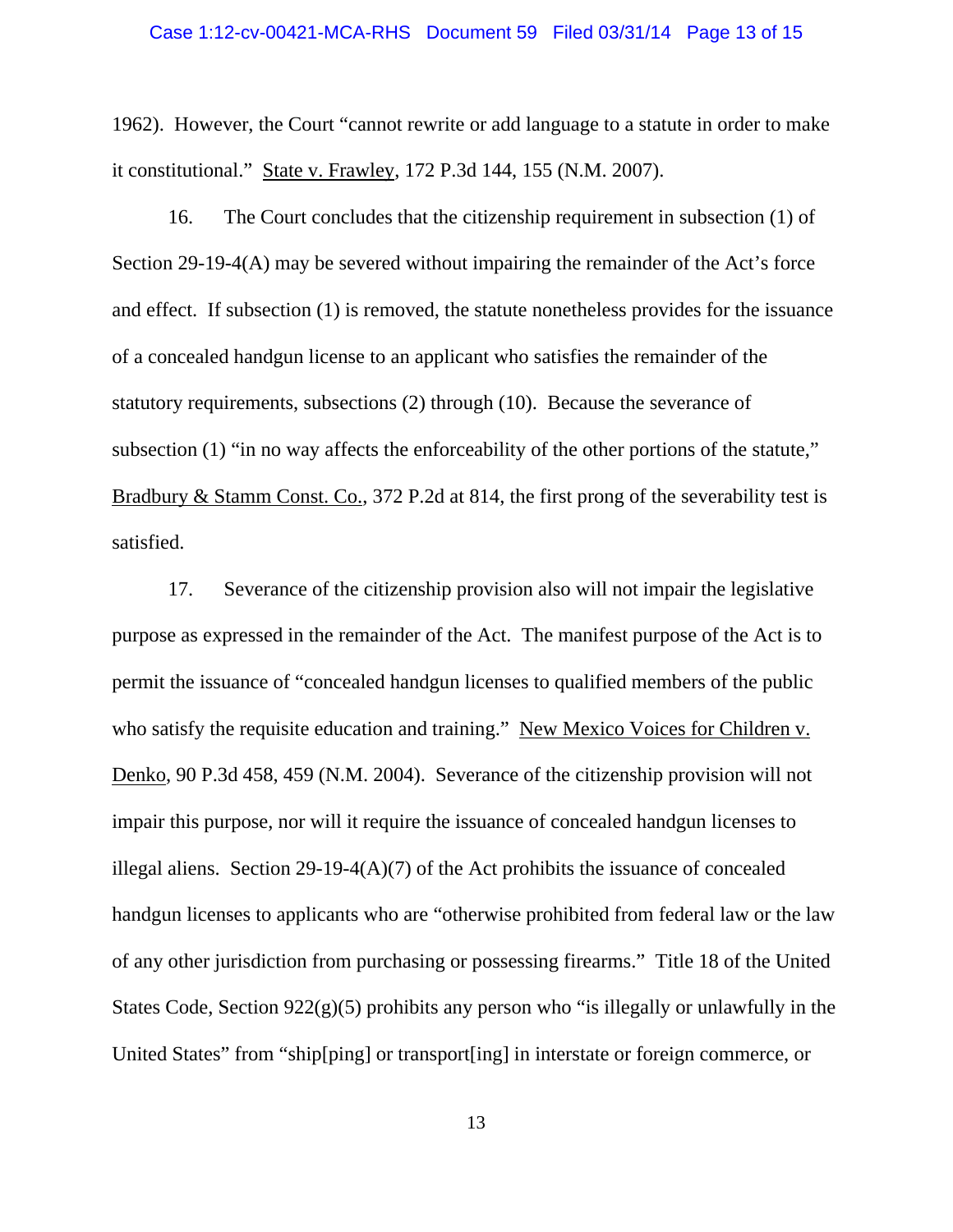1962). However, the Court "cannot rewrite or add language to a statute in order to make it constitutional." State v. Frawley, 172 P.3d 144, 155 (N.M. 2007).

16. The Court concludes that the citizenship requirement in subsection (1) of Section 29-19-4(A) may be severed without impairing the remainder of the Act's force and effect. If subsection (1) is removed, the statute nonetheless provides for the issuance of a concealed handgun license to an applicant who satisfies the remainder of the statutory requirements, subsections (2) through (10). Because the severance of subsection (1) "in no way affects the enforceability of the other portions of the statute," Bradbury & Stamm Const. Co., 372 P.2d at 814, the first prong of the severability test is satisfied.

17. Severance of the citizenship provision also will not impair the legislative purpose as expressed in the remainder of the Act. The manifest purpose of the Act is to permit the issuance of "concealed handgun licenses to qualified members of the public who satisfy the requisite education and training." New Mexico Voices for Children v. Denko, 90 P.3d 458, 459 (N.M. 2004). Severance of the citizenship provision will not impair this purpose, nor will it require the issuance of concealed handgun licenses to illegal aliens. Section 29-19-4(A)(7) of the Act prohibits the issuance of concealed handgun licenses to applicants who are "otherwise prohibited from federal law or the law of any other jurisdiction from purchasing or possessing firearms." Title 18 of the United States Code, Section 922(g)(5) prohibits any person who "is illegally or unlawfully in the United States" from "ship[ping] or transport[ing] in interstate or foreign commerce, or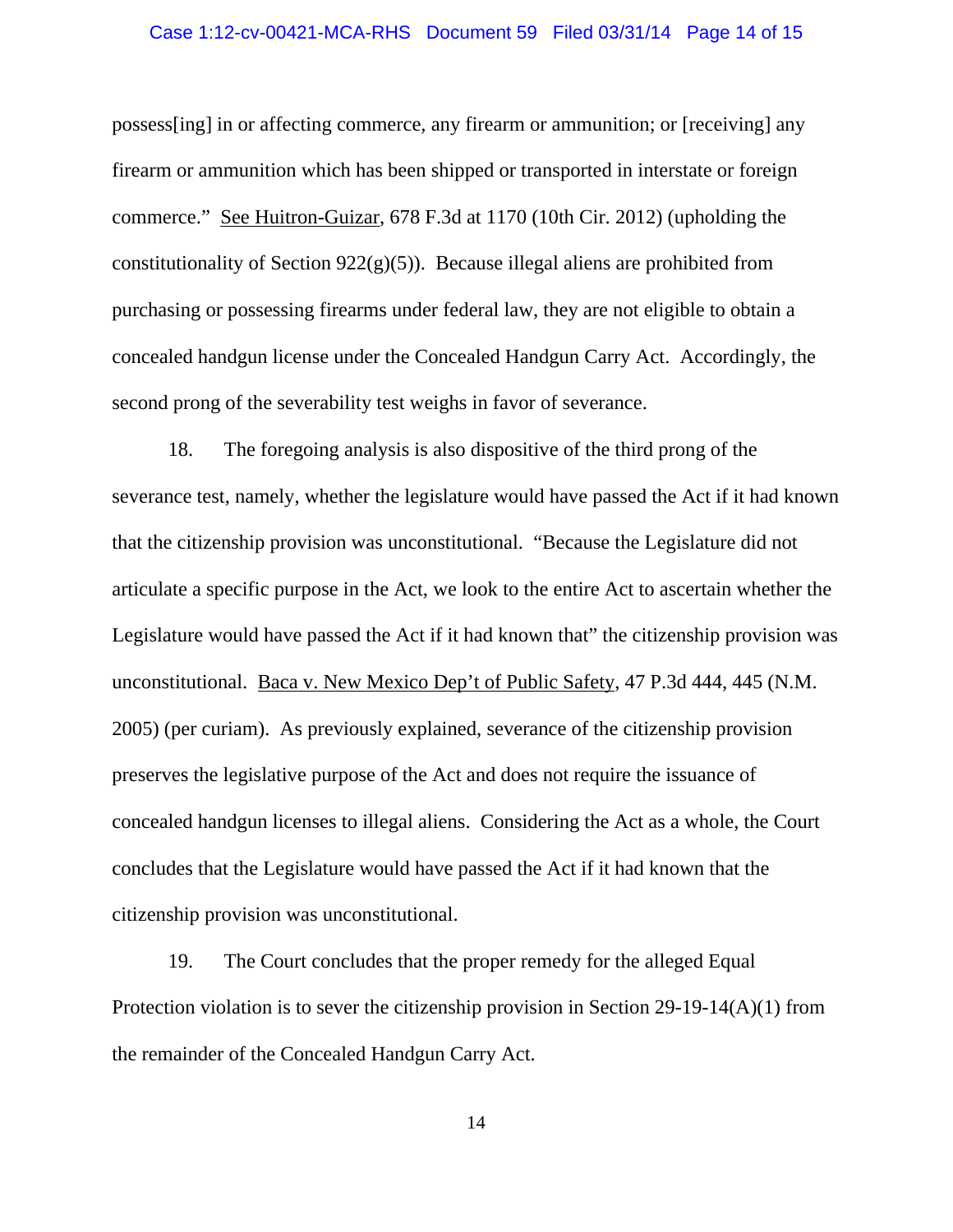possess[ing] in or affecting commerce, any firearm or ammunition; or [receiving] any firearm or ammunition which has been shipped or transported in interstate or foreign commerce." See Huitron-Guizar, 678 F.3d at 1170 (10th Cir. 2012) (upholding the constitutionality of Section 922(g)(5)). Because illegal aliens are prohibited from purchasing or possessing firearms under federal law, they are not eligible to obtain a concealed handgun license under the Concealed Handgun Carry Act. Accordingly, the second prong of the severability test weighs in favor of severance.

18. The foregoing analysis is also dispositive of the third prong of the severance test, namely, whether the legislature would have passed the Act if it had known that the citizenship provision was unconstitutional. "Because the Legislature did not articulate a specific purpose in the Act, we look to the entire Act to ascertain whether the Legislature would have passed the Act if it had known that" the citizenship provision was unconstitutional. Baca v. New Mexico Dep't of Public Safety, 47 P.3d 444, 445 (N.M. 2005) (per curiam). As previously explained, severance of the citizenship provision preserves the legislative purpose of the Act and does not require the issuance of concealed handgun licenses to illegal aliens. Considering the Act as a whole, the Court concludes that the Legislature would have passed the Act if it had known that the citizenship provision was unconstitutional.

19. The Court concludes that the proper remedy for the alleged Equal Protection violation is to sever the citizenship provision in Section 29-19-14(A)(1) from the remainder of the Concealed Handgun Carry Act.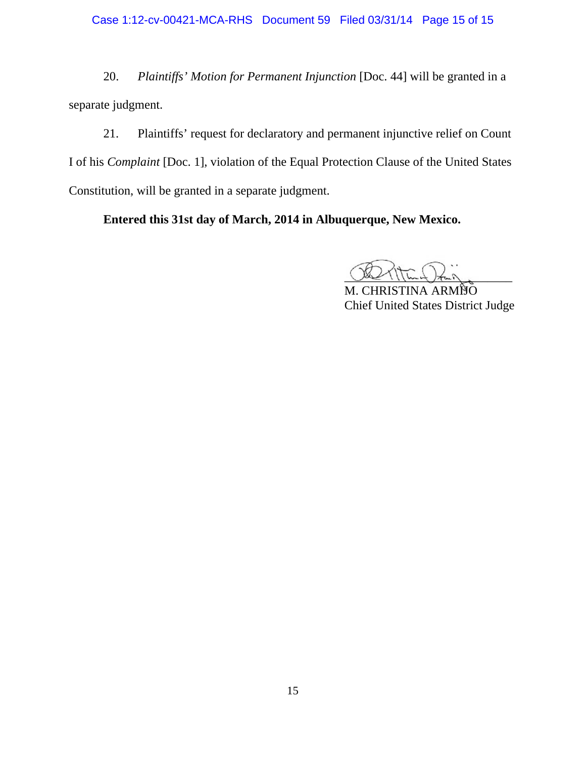20. *Plaintiffs' Motion for Permanent Injunction* [Doc. 44] will be granted in a separate judgment.

21. Plaintiffs' request for declaratory and permanent injunctive relief on Count I of his *Complaint* [Doc. 1], violation of the Equal Protection Clause of the United States Constitution, will be granted in a separate judgment.

**Entered this 31st day of March, 2014 in Albuquerque, New Mexico.**

M. CHRISTINA ARMIJO
Chief United States District Judge